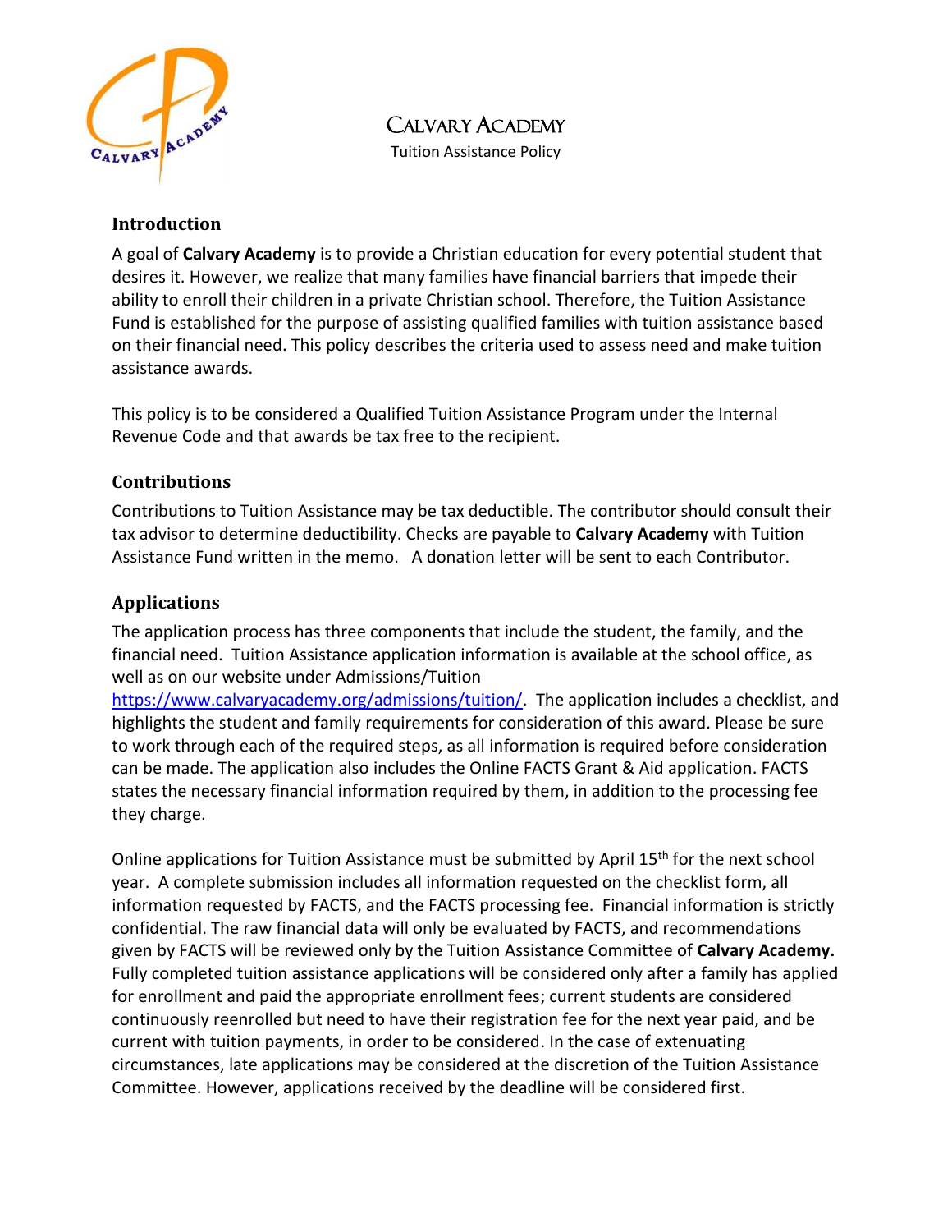# Calvary Academy

Tuition Assistance Policy

## Introduction

A goal of **Calvary Academy** is to provide a Christian education for every potential student that desires it. However, we realize that many families have financial barriers that impede their ability to enroll their children in a private Christian school. Therefore, the Tuition Assistance Fund is established for the purpose of assisting qualified families with tuition assistance based on their financial need. This policy describes the criteria used to assess need and make tuition assistance awards.

This policy is to be considered a Qualified Tuition Assistance Program under the Internal Revenue Code and that awards be tax free to the recipient.

## Contributions

Contributions to Tuition Assistance may be tax deductible. The contributor should consult their tax advisor to determine deductibility. Checks are payable to **Calvary Academy** with Tuition Assistance Fund written in the memo. A donation letter will be sent to each Contributor.

## Applications

The application process has three components that include the student, the family, and the financial need. Tuition Assistance application information is available at the school office, as well as on our website under Admissions/Tuition https://www.calvaryacademy.org/admissions/tuition/. The application includes a checklist, and highlights the student and family requirements for consideration of this award. Please be sure to work through each of the required steps, as all information is required before consideration can be made. The application also includes the Online FACTS Grant & Aid application. FACTS states the necessary financial information required by them, in addition to the processing fee they charge.

Online applications for Tuition Assistance must be submitted by April 15th for the next school year. A complete submission includes all information requested on the checklist form, all information requested by FACTS, and the FACTS processing fee. Financial information is strictly confidential. The raw financial data will only be evaluated by FACTS, and recommendations given by FACTS will be reviewed only by the Tuition Assistance Committee of **Calvary Academy.** Fully completed tuition assistance applications will be considered only after a family has applied for enrollment and paid the appropriate enrollment fees; current students are considered continuously reenrolled but need to have their registration fee for the next year paid, and be current with tuition payments, in order to be considered. In the case of extenuating circumstances, late applications may be considered at the discretion of the Tuition Assistance Committee. However, applications received by the deadline will be considered first.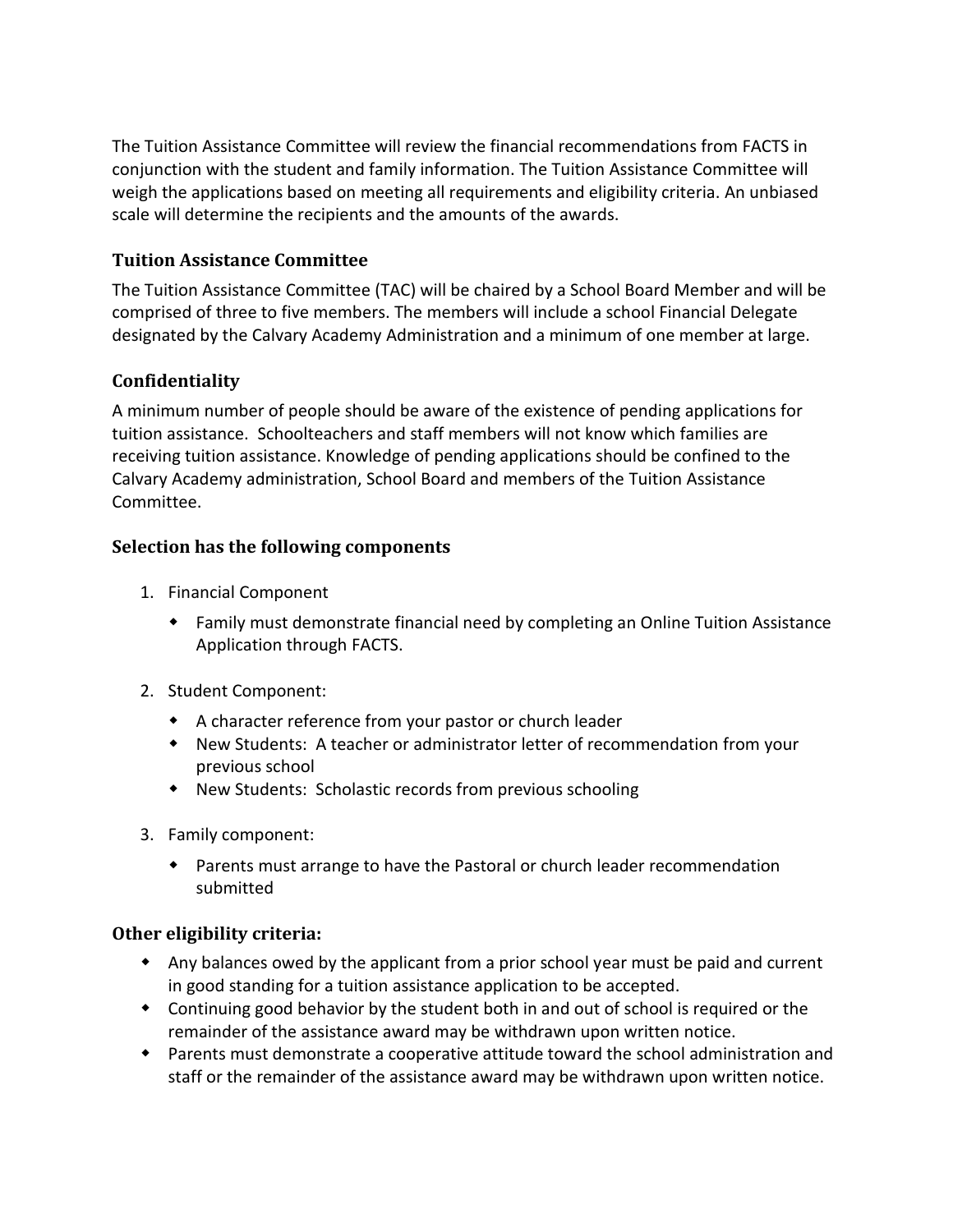The Tuition Assistance Committee will review the financial recommendations from FACTS in conjunction with the student and family information. The Tuition Assistance Committee will weigh the applications based on meeting all requirements and eligibility criteria. An unbiased scale will determine the recipients and the amounts of the awards.

### Tuition Assistance Committee

The Tuition Assistance Committee (TAC) will be chaired by a School Board Member and will be comprised of three to five members. The members will include a school Financial Delegate designated by the Calvary Academy Administration and a minimum of one member at large.

### Confidentiality

A minimum number of people should be aware of the existence of pending applications for tuition assistance. Schoolteachers and staff members will not know which families are receiving tuition assistance. Knowledge of pending applications should be confined to the Calvary Academy administration, School Board and members of the Tuition Assistance Committee.

### Selection has the following components

1. Financial Component
   - Family must demonstrate financial need by completing an Online Tuition Assistance Application through FACTS.
2. Student Component:
   - A character reference from your pastor or church leader
   - New Students: A teacher or administrator letter of recommendation from your previous school
   - New Students: Scholastic records from previous schooling
3. Family component:
   - Parents must arrange to have the Pastoral or church leader recommendation submitted

### Other eligibility criteria:

- Any balances owed by the applicant from a prior school year must be paid and current in good standing for a tuition assistance application to be accepted.
- Continuing good behavior by the student both in and out of school is required or the remainder of the assistance award may be withdrawn upon written notice.
- Parents must demonstrate a cooperative attitude toward the school administration and staff or the remainder of the assistance award may be withdrawn upon written notice.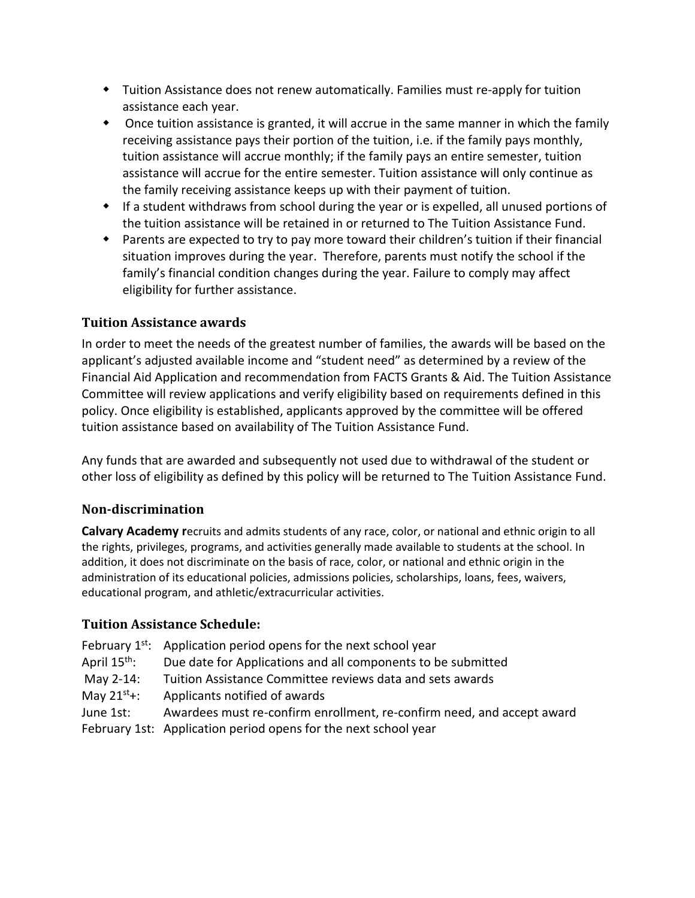- Tuition Assistance does not renew automatically. Families must re-apply for tuition assistance each year.
- Once tuition assistance is granted, it will accrue in the same manner in which the family receiving assistance pays their portion of the tuition, i.e. if the family pays monthly, tuition assistance will accrue monthly; if the family pays an entire semester, tuition assistance will accrue for the entire semester. Tuition assistance will only continue as the family receiving assistance keeps up with their payment of tuition.
- If a student withdraws from school during the year or is expelled, all unused portions of the tuition assistance will be retained in or returned to The Tuition Assistance Fund.
- Parents are expected to try to pay more toward their children's tuition if their financial situation improves during the year. Therefore, parents must notify the school if the family's financial condition changes during the year. Failure to comply may affect eligibility for further assistance.

### Tuition Assistance awards

In order to meet the needs of the greatest number of families, the awards will be based on the applicant's adjusted available income and "student need" as determined by a review of the Financial Aid Application and recommendation from FACTS Grants & Aid. The Tuition Assistance Committee will review applications and verify eligibility based on requirements defined in this policy. Once eligibility is established, applicants approved by the committee will be offered tuition assistance based on availability of The Tuition Assistance Fund.

Any funds that are awarded and subsequently not used due to withdrawal of the student or other loss of eligibility as defined by this policy will be returned to The Tuition Assistance Fund.

### Non-discrimination

**Calvary Academy r**ecruits and admits students of any race, color, or national and ethnic origin to all the rights, privileges, programs, and activities generally made available to students at the school. In addition, it does not discriminate on the basis of race, color, or national and ethnic origin in the administration of its educational policies, admissions policies, scholarships, loans, fees, waivers, educational program, and athletic/extracurricular activities.

### Tuition Assistance Schedule:

| | |
|---|---|
| February 1st: | Application period opens for the next school year |
| April 15th: | Due date for Applications and all components to be submitted |
| May 2-14: | Tuition Assistance Committee reviews data and sets awards |
| May 21st+: | Applicants notified of awards |
| June 1st: | Awardees must re-confirm enrollment, re-confirm need, and accept award |
| February 1st: | Application period opens for the next school year |